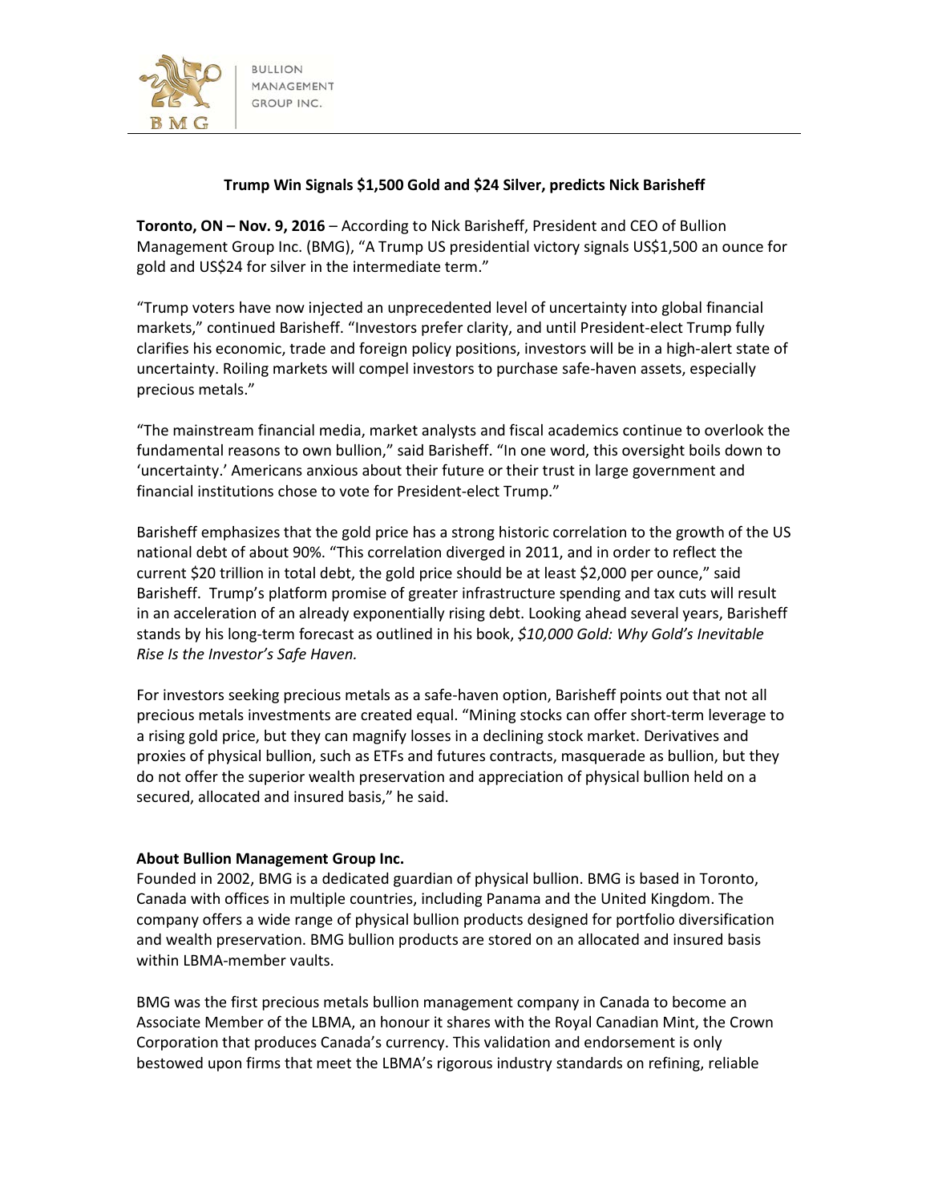BULLION MANAGEMENT GROUP INC.

**Trump Win Signals $1,500 Gold and $24 Silver, predicts Nick Barisheff**

**Toronto, ON – Nov. 9, 2016** – According to Nick Barisheff, President and CEO of Bullion Management Group Inc. (BMG), "A Trump US presidential victory signals US$1,500 an ounce for gold and US$24 for silver in the intermediate term."

"Trump voters have now injected an unprecedented level of uncertainty into global financial markets," continued Barisheff. "Investors prefer clarity, and until President-elect Trump fully clarifies his economic, trade and foreign policy positions, investors will be in a high-alert state of uncertainty. Roiling markets will compel investors to purchase safe-haven assets, especially precious metals."

"The mainstream financial media, market analysts and fiscal academics continue to overlook the fundamental reasons to own bullion," said Barisheff. "In one word, this oversight boils down to 'uncertainty.' Americans anxious about their future or their trust in large government and financial institutions chose to vote for President-elect Trump."

Barisheff emphasizes that the gold price has a strong historic correlation to the growth of the US national debt of about 90%. "This correlation diverged in 2011, and in order to reflect the current $20 trillion in total debt, the gold price should be at least $2,000 per ounce," said Barisheff. Trump's platform promise of greater infrastructure spending and tax cuts will result in an acceleration of an already exponentially rising debt. Looking ahead several years, Barisheff stands by his long-term forecast as outlined in his book, *$10,000 Gold: Why Gold's Inevitable Rise Is the Investor's Safe Haven.*

For investors seeking precious metals as a safe-haven option, Barisheff points out that not all precious metals investments are created equal. "Mining stocks can offer short-term leverage to a rising gold price, but they can magnify losses in a declining stock market. Derivatives and proxies of physical bullion, such as ETFs and futures contracts, masquerade as bullion, but they do not offer the superior wealth preservation and appreciation of physical bullion held on a secured, allocated and insured basis," he said.

**About Bullion Management Group Inc.**

Founded in 2002, BMG is a dedicated guardian of physical bullion. BMG is based in Toronto, Canada with offices in multiple countries, including Panama and the United Kingdom. The company offers a wide range of physical bullion products designed for portfolio diversification and wealth preservation. BMG bullion products are stored on an allocated and insured basis within LBMA-member vaults.

BMG was the first precious metals bullion management company in Canada to become an Associate Member of the LBMA, an honour it shares with the Royal Canadian Mint, the Crown Corporation that produces Canada's currency. This validation and endorsement is only bestowed upon firms that meet the LBMA's rigorous industry standards on refining, reliable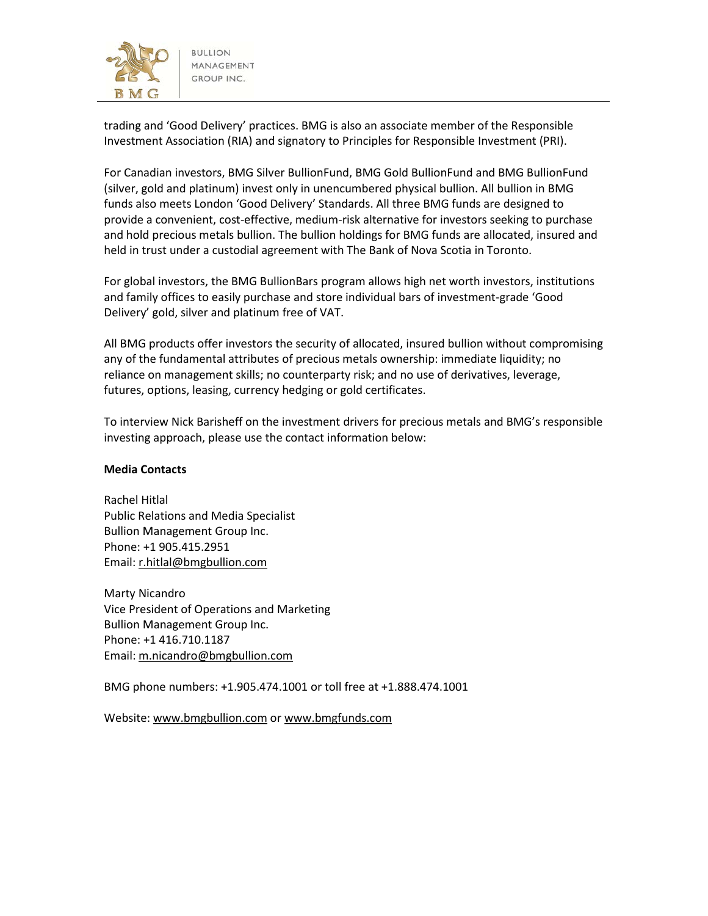trading and 'Good Delivery' practices. BMG is also an associate member of the Responsible Investment Association (RIA) and signatory to Principles for Responsible Investment (PRI).

For Canadian investors, BMG Silver BullionFund, BMG Gold BullionFund and BMG BullionFund (silver, gold and platinum) invest only in unencumbered physical bullion. All bullion in BMG funds also meets London 'Good Delivery' Standards. All three BMG funds are designed to provide a convenient, cost-effective, medium-risk alternative for investors seeking to purchase and hold precious metals bullion. The bullion holdings for BMG funds are allocated, insured and held in trust under a custodial agreement with The Bank of Nova Scotia in Toronto.

For global investors, the BMG BullionBars program allows high net worth investors, institutions and family offices to easily purchase and store individual bars of investment-grade 'Good Delivery' gold, silver and platinum free of VAT.

All BMG products offer investors the security of allocated, insured bullion without compromising any of the fundamental attributes of precious metals ownership: immediate liquidity; no reliance on management skills; no counterparty risk; and no use of derivatives, leverage, futures, options, leasing, currency hedging or gold certificates.

To interview Nick Barisheff on the investment drivers for precious metals and BMG's responsible investing approach, please use the contact information below:

**Media Contacts**

Rachel Hitlal
Public Relations and Media Specialist
Bullion Management Group Inc.
Phone: +1 905.415.2951
Email: r.hitlal@bmgbullion.com

Marty Nicandro
Vice President of Operations and Marketing
Bullion Management Group Inc.
Phone: +1 416.710.1187
Email: m.nicandro@bmgbullion.com

BMG phone numbers: +1.905.474.1001 or toll free at +1.888.474.1001

Website: www.bmgbullion.com or www.bmgfunds.com